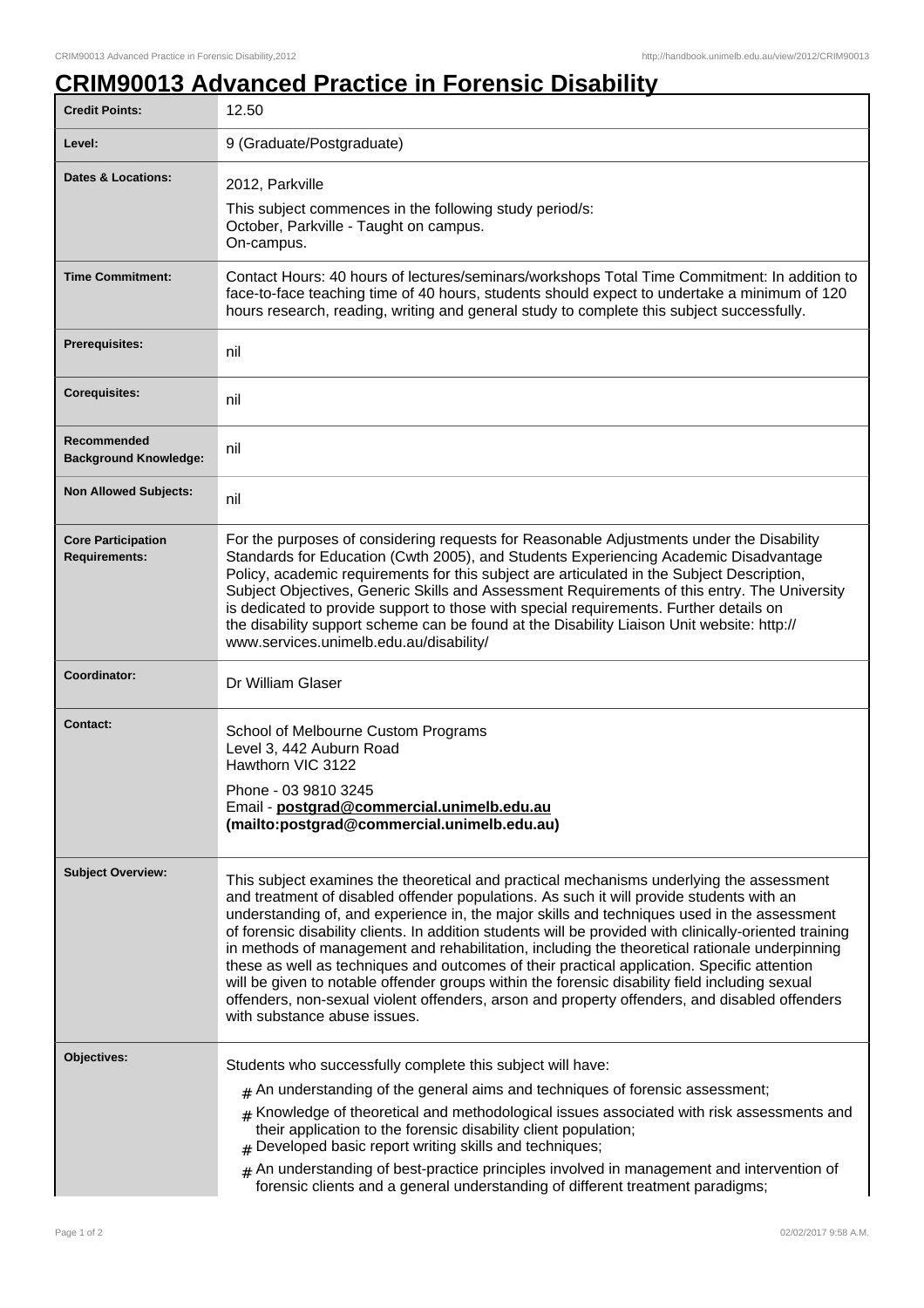# CRIM90013 Advanced Practice in Forensic Disability

| | |
|---|---|
| **Credit Points:** | 12.50 |
| **Level:** | 9 (Graduate/Postgraduate) |
| **Dates & Locations:** | 2012, Parkville<br><br>This subject commences in the following study period/s:<br>October, Parkville - Taught on campus.<br>On-campus. |
| **Time Commitment:** | Contact Hours: 40 hours of lectures/seminars/workshops Total Time Commitment: In addition to face-to-face teaching time of 40 hours, students should expect to undertake a minimum of 120 hours research, reading, writing and general study to complete this subject successfully. |
| **Prerequisites:** | nil |
| **Corequisites:** | nil |
| **Recommended Background Knowledge:** | nil |
| **Non Allowed Subjects:** | nil |
| **Core Participation Requirements:** | For the purposes of considering requests for Reasonable Adjustments under the Disability Standards for Education (Cwth 2005), and Students Experiencing Academic Disadvantage Policy, academic requirements for this subject are articulated in the Subject Description, Subject Objectives, Generic Skills and Assessment Requirements of this entry. The University is dedicated to provide support to those with special requirements. Further details on the disability support scheme can be found at the Disability Liaison Unit website: http://www.services.unimelb.edu.au/disability/ |
| **Coordinator:** | Dr William Glaser |
| **Contact:** | School of Melbourne Custom Programs<br>Level 3, 442 Auburn Road<br>Hawthorn VIC 3122<br><br>Phone - 03 9810 3245<br>Email - **postgrad@commercial.unimelb.edu.au (mailto:postgrad@commercial.unimelb.edu.au)** |
| **Subject Overview:** | This subject examines the theoretical and practical mechanisms underlying the assessment and treatment of disabled offender populations. As such it will provide students with an understanding of, and experience in, the major skills and techniques used in the assessment of forensic disability clients. In addition students will be provided with clinically-oriented training in methods of management and rehabilitation, including the theoretical rationale underpinning these as well as techniques and outcomes of their practical application. Specific attention will be given to notable offender groups within the forensic disability field including sexual offenders, non-sexual violent offenders, arson and property offenders, and disabled offenders with substance abuse issues. |
| **Objectives:** | Students who successfully complete this subject will have:<br><br># An understanding of the general aims and techniques of forensic assessment;<br># Knowledge of theoretical and methodological issues associated with risk assessments and their application to the forensic disability client population;<br># Developed basic report writing skills and techniques;<br># An understanding of best-practice principles involved in management and intervention of forensic clients and a general understanding of different treatment paradigms; |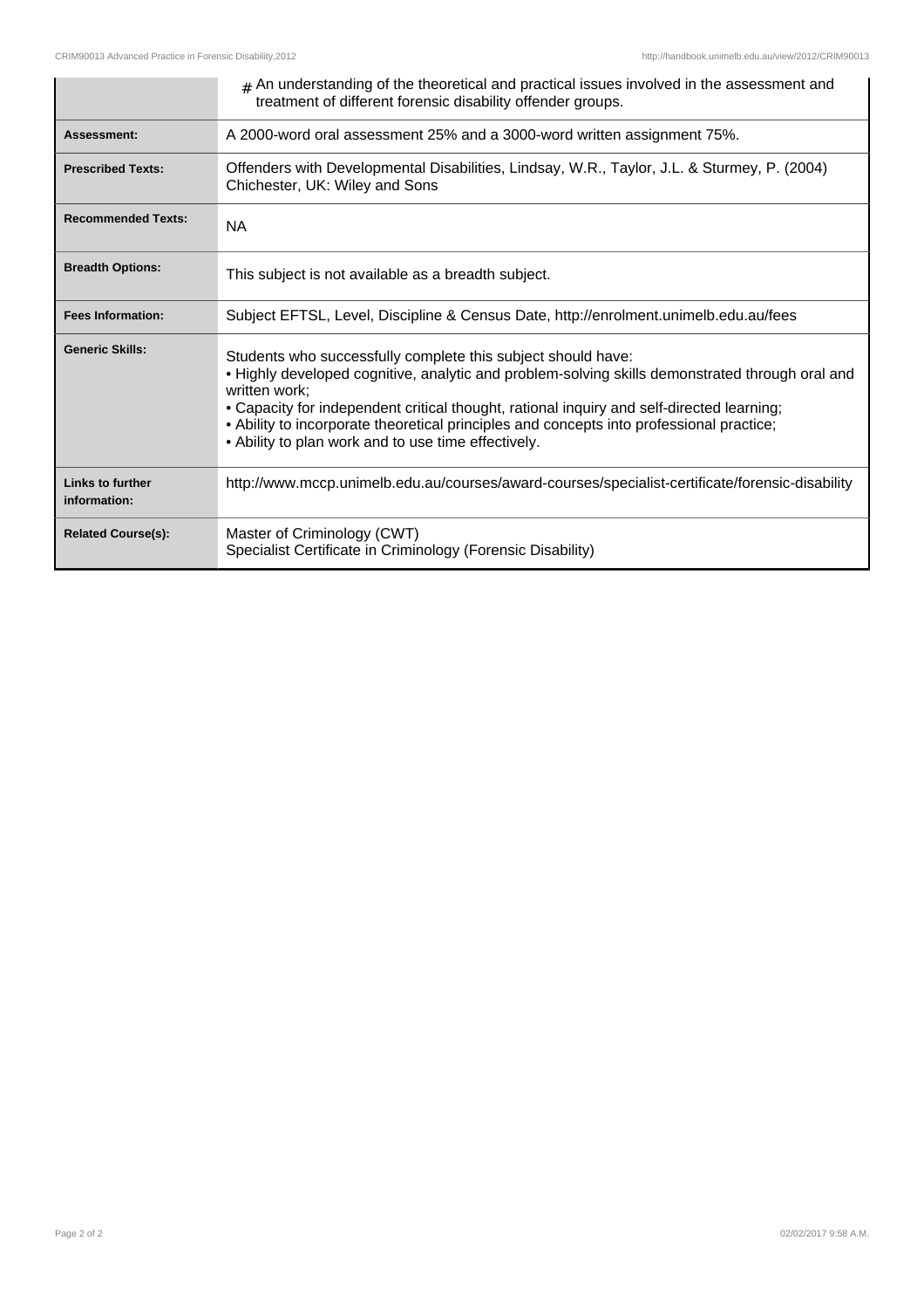| | |
|---|---|
| | # An understanding of the theoretical and practical issues involved in the assessment and treatment of different forensic disability offender groups. |
| **Assessment:** | A 2000-word oral assessment 25% and a 3000-word written assignment 75%. |
| **Prescribed Texts:** | Offenders with Developmental Disabilities, Lindsay, W.R., Taylor, J.L. & Sturmey, P. (2004) Chichester, UK: Wiley and Sons |
| **Recommended Texts:** | NA |
| **Breadth Options:** | This subject is not available as a breadth subject. |
| **Fees Information:** | Subject EFTSL, Level, Discipline & Census Date, http://enrolment.unimelb.edu.au/fees |
| **Generic Skills:** | Students who successfully complete this subject should have:<br>• Highly developed cognitive, analytic and problem-solving skills demonstrated through oral and written work;<br>• Capacity for independent critical thought, rational inquiry and self-directed learning;<br>• Ability to incorporate theoretical principles and concepts into professional practice;<br>• Ability to plan work and to use time effectively. |
| **Links to further information:** | http://www.mccp.unimelb.edu.au/courses/award-courses/specialist-certificate/forensic-disability |
| **Related Course(s):** | Master of Criminology (CWT)<br>Specialist Certificate in Criminology (Forensic Disability) |